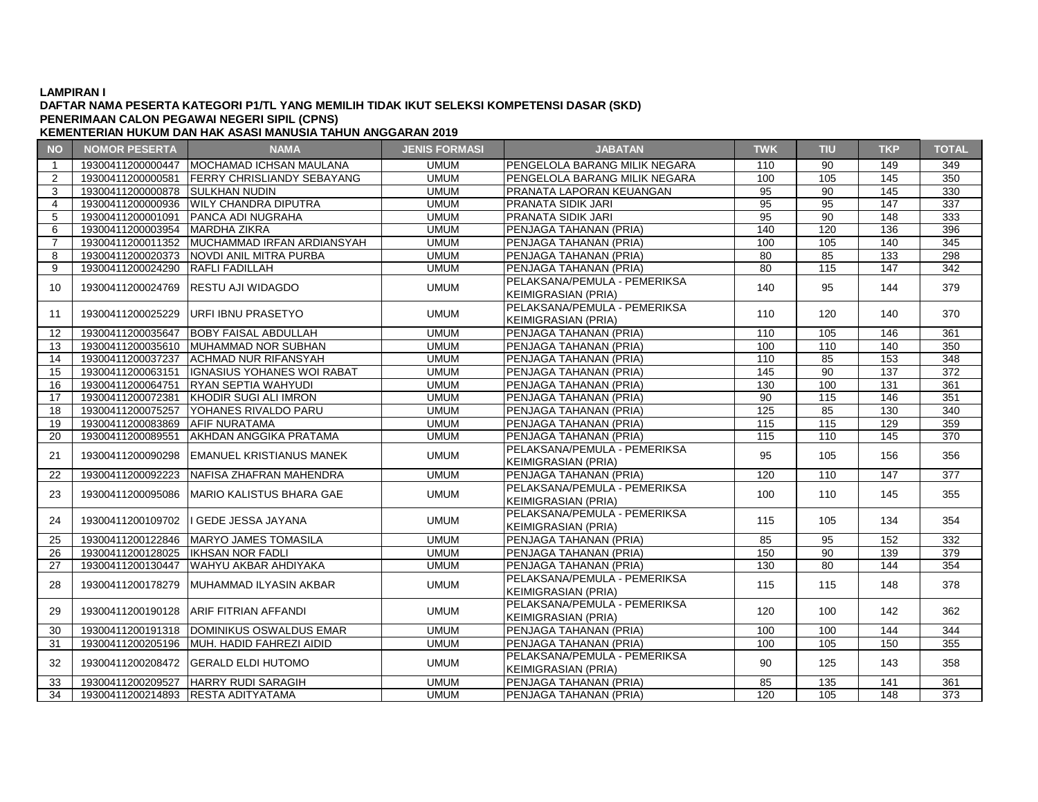**LAMPIRAN I**

**DAFTAR NAMA PESERTA KATEGORI P1/TL YANG MEMILIH TIDAK IKUT SELEKSI KOMPETENSI DASAR (SKD)**

**PENERIMAAN CALON PEGAWAI NEGERI SIPIL (CPNS)**

**KEMENTERIAN HUKUM DAN HAK ASASI MANUSIA TAHUN ANGGARAN 2019**

| NO | NOMOR PESERTA | NAMA | JENIS FORMASI | JABATAN | TWK | TIU | TKP | TOTAL |
|---|---|---|---|---|---|---|---|---|
| 1 | 19300411200000447 | MOCHAMAD ICHSAN MAULANA | UMUM | PENGELOLA BARANG MILIK NEGARA | 110 | 90 | 149 | 349 |
| 2 | 19300411200000581 | FERRY CHRISLIANDY SEBAYANG | UMUM | PENGELOLA BARANG MILIK NEGARA | 100 | 105 | 145 | 350 |
| 3 | 19300411200000878 | SULKHAN NUDIN | UMUM | PRANATA LAPORAN KEUANGAN | 95 | 90 | 145 | 330 |
| 4 | 19300411200000936 | WILY CHANDRA DIPUTRA | UMUM | PRANATA SIDIK JARI | 95 | 95 | 147 | 337 |
| 5 | 19300411200001091 | PANCA ADI NUGRAHA | UMUM | PRANATA SIDIK JARI | 95 | 90 | 148 | 333 |
| 6 | 19300411200003954 | MARDHA ZIKRA | UMUM | PENJAGA TAHANAN (PRIA) | 140 | 120 | 136 | 396 |
| 7 | 19300411200011352 | MUCHAMMAD IRFAN ARDIANSYAH | UMUM | PENJAGA TAHANAN (PRIA) | 100 | 105 | 140 | 345 |
| 8 | 19300411200020373 | NOVDI ANIL MITRA PURBA | UMUM | PENJAGA TAHANAN (PRIA) | 80 | 85 | 133 | 298 |
| 9 | 19300411200024290 | RAFLI FADILLAH | UMUM | PENJAGA TAHANAN (PRIA) | 80 | 115 | 147 | 342 |
| 10 | 19300411200024769 | RESTU AJI WIDAGDO | UMUM | PELAKSANA/PEMULA - PEMERIKSA KEIMIGRASIAN (PRIA) | 140 | 95 | 144 | 379 |
| 11 | 19300411200025229 | URFI IBNU PRASETYO | UMUM | PELAKSANA/PEMULA - PEMERIKSA KEIMIGRASIAN (PRIA) | 110 | 120 | 140 | 370 |
| 12 | 19300411200035647 | BOBY FAISAL ABDULLAH | UMUM | PENJAGA TAHANAN (PRIA) | 110 | 105 | 146 | 361 |
| 13 | 19300411200035610 | MUHAMMAD NOR SUBHAN | UMUM | PENJAGA TAHANAN (PRIA) | 100 | 110 | 140 | 350 |
| 14 | 19300411200037237 | ACHMAD NUR RIFANSYAH | UMUM | PENJAGA TAHANAN (PRIA) | 110 | 85 | 153 | 348 |
| 15 | 19300411200063151 | IGNASIUS YOHANES WOI RABAT | UMUM | PENJAGA TAHANAN (PRIA) | 145 | 90 | 137 | 372 |
| 16 | 19300411200064751 | RYAN SEPTIA WAHYUDI | UMUM | PENJAGA TAHANAN (PRIA) | 130 | 100 | 131 | 361 |
| 17 | 19300411200072381 | KHODIR SUGI ALI IMRON | UMUM | PENJAGA TAHANAN (PRIA) | 90 | 115 | 146 | 351 |
| 18 | 19300411200075257 | YOHANES RIVALDO PARU | UMUM | PENJAGA TAHANAN (PRIA) | 125 | 85 | 130 | 340 |
| 19 | 19300411200083869 | AFIF NURATAMA | UMUM | PENJAGA TAHANAN (PRIA) | 115 | 115 | 129 | 359 |
| 20 | 19300411200089551 | AKHDAN ANGGIKA PRATAMA | UMUM | PENJAGA TAHANAN (PRIA) | 115 | 110 | 145 | 370 |
| 21 | 19300411200090298 | EMANUEL KRISTIANUS MANEK | UMUM | PELAKSANA/PEMULA - PEMERIKSA KEIMIGRASIAN (PRIA) | 95 | 105 | 156 | 356 |
| 22 | 19300411200092223 | NAFISA ZHAFRAN MAHENDRA | UMUM | PENJAGA TAHANAN (PRIA) | 120 | 110 | 147 | 377 |
| 23 | 19300411200095086 | MARIO KALISTUS BHARA GAE | UMUM | PELAKSANA/PEMULA - PEMERIKSA KEIMIGRASIAN (PRIA) | 100 | 110 | 145 | 355 |
| 24 | 19300411200109702 | I GEDE JESSA JAYANA | UMUM | PELAKSANA/PEMULA - PEMERIKSA KEIMIGRASIAN (PRIA) | 115 | 105 | 134 | 354 |
| 25 | 19300411200122846 | MARYO JAMES TOMASILA | UMUM | PENJAGA TAHANAN (PRIA) | 85 | 95 | 152 | 332 |
| 26 | 19300411200128025 | IKHSAN NOR FADLI | UMUM | PENJAGA TAHANAN (PRIA) | 150 | 90 | 139 | 379 |
| 27 | 19300411200130447 | WAHYU AKBAR AHDIYAKA | UMUM | PENJAGA TAHANAN (PRIA) | 130 | 80 | 144 | 354 |
| 28 | 19300411200178279 | MUHAMMAD ILYASIN AKBAR | UMUM | PELAKSANA/PEMULA - PEMERIKSA KEIMIGRASIAN (PRIA) | 115 | 115 | 148 | 378 |
| 29 | 19300411200190128 | ARIF FITRIAN AFFANDI | UMUM | PELAKSANA/PEMULA - PEMERIKSA KEIMIGRASIAN (PRIA) | 120 | 100 | 142 | 362 |
| 30 | 19300411200191318 | DOMINIKUS OSWALDUS EMAR | UMUM | PENJAGA TAHANAN (PRIA) | 100 | 100 | 144 | 344 |
| 31 | 19300411200205196 | MUH. HADID FAHREZI AIDID | UMUM | PENJAGA TAHANAN (PRIA) | 100 | 105 | 150 | 355 |
| 32 | 19300411200208472 | GERALD ELDI HUTOMO | UMUM | PELAKSANA/PEMULA - PEMERIKSA KEIMIGRASIAN (PRIA) | 90 | 125 | 143 | 358 |
| 33 | 19300411200209527 | HARRY RUDI SARAGIH | UMUM | PENJAGA TAHANAN (PRIA) | 85 | 135 | 141 | 361 |
| 34 | 19300411200214893 | RESTA ADITYATAMA | UMUM | PENJAGA TAHANAN (PRIA) | 120 | 105 | 148 | 373 |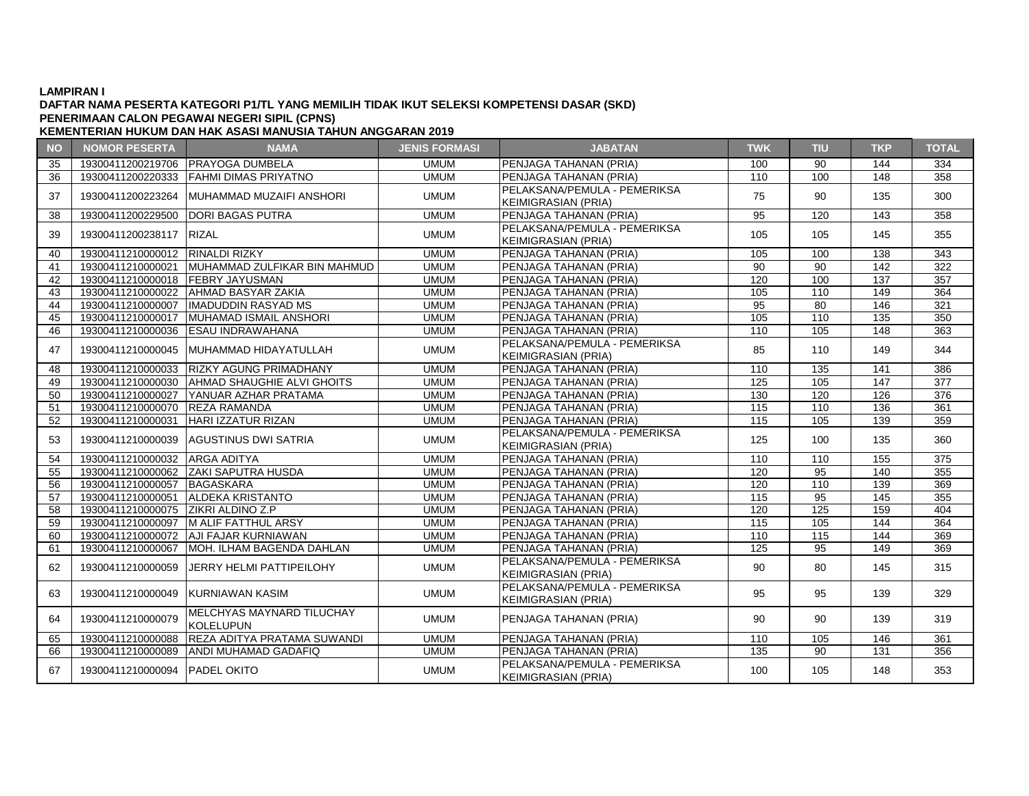**LAMPIRAN I**
**DAFTAR NAMA PESERTA KATEGORI P1/TL YANG MEMILIH TIDAK IKUT SELEKSI KOMPETENSI DASAR (SKD)**
**PENERIMAAN CALON PEGAWAI NEGERI SIPIL (CPNS)**
**KEMENTERIAN HUKUM DAN HAK ASASI MANUSIA TAHUN ANGGARAN 2019**

| NO | NOMOR PESERTA | NAMA | JENIS FORMASI | JABATAN | TWK | TIU | TKP | TOTAL |
|---|---|---|---|---|---|---|---|---|
| 35 | 19300411200219706 | PRAYOGA DUMBELA | UMUM | PENJAGA TAHANAN (PRIA) | 100 | 90 | 144 | 334 |
| 36 | 19300411200220333 | FAHMI DIMAS PRIYATNO | UMUM | PENJAGA TAHANAN (PRIA) | 110 | 100 | 148 | 358 |
| 37 | 19300411200223264 | MUHAMMAD MUZAIFI ANSHORI | UMUM | PELAKSANA/PEMULA - PEMERIKSA KEIMIGRASIAN (PRIA) | 75 | 90 | 135 | 300 |
| 38 | 19300411200229500 | DORI BAGAS PUTRA | UMUM | PENJAGA TAHANAN (PRIA) | 95 | 120 | 143 | 358 |
| 39 | 19300411200238117 | RIZAL | UMUM | PELAKSANA/PEMULA - PEMERIKSA KEIMIGRASIAN (PRIA) | 105 | 105 | 145 | 355 |
| 40 | 19300411210000012 | RINALDI RIZKY | UMUM | PENJAGA TAHANAN (PRIA) | 105 | 100 | 138 | 343 |
| 41 | 19300411210000021 | MUHAMMAD ZULFIKAR BIN MAHMUD | UMUM | PENJAGA TAHANAN (PRIA) | 90 | 90 | 142 | 322 |
| 42 | 19300411210000018 | FEBRY JAYUSMAN | UMUM | PENJAGA TAHANAN (PRIA) | 120 | 100 | 137 | 357 |
| 43 | 19300411210000022 | AHMAD BASYAR ZAKIA | UMUM | PENJAGA TAHANAN (PRIA) | 105 | 110 | 149 | 364 |
| 44 | 19300411210000007 | IMADUDDIN RASYAD MS | UMUM | PENJAGA TAHANAN (PRIA) | 95 | 80 | 146 | 321 |
| 45 | 19300411210000017 | MUHAMAD ISMAIL ANSHORI | UMUM | PENJAGA TAHANAN (PRIA) | 105 | 110 | 135 | 350 |
| 46 | 19300411210000036 | ESAU INDRAWAHANA | UMUM | PENJAGA TAHANAN (PRIA) | 110 | 105 | 148 | 363 |
| 47 | 19300411210000045 | MUHAMMAD HIDAYATULLAH | UMUM | PELAKSANA/PEMULA - PEMERIKSA KEIMIGRASIAN (PRIA) | 85 | 110 | 149 | 344 |
| 48 | 19300411210000033 | RIZKY AGUNG PRIMADHANY | UMUM | PENJAGA TAHANAN (PRIA) | 110 | 135 | 141 | 386 |
| 49 | 19300411210000030 | AHMAD SHAUGHIE ALVI GHOITS | UMUM | PENJAGA TAHANAN (PRIA) | 125 | 105 | 147 | 377 |
| 50 | 19300411210000027 | YANUAR AZHAR PRATAMA | UMUM | PENJAGA TAHANAN (PRIA) | 130 | 120 | 126 | 376 |
| 51 | 19300411210000070 | REZA RAMANDA | UMUM | PENJAGA TAHANAN (PRIA) | 115 | 110 | 136 | 361 |
| 52 | 19300411210000031 | HARI IZZATUR RIZAN | UMUM | PENJAGA TAHANAN (PRIA) | 115 | 105 | 139 | 359 |
| 53 | 19300411210000039 | AGUSTINUS DWI SATRIA | UMUM | PELAKSANA/PEMULA - PEMERIKSA KEIMIGRASIAN (PRIA) | 125 | 100 | 135 | 360 |
| 54 | 19300411210000032 | ARGA ADITYA | UMUM | PENJAGA TAHANAN (PRIA) | 110 | 110 | 155 | 375 |
| 55 | 19300411210000062 | ZAKI SAPUTRA HUSDA | UMUM | PENJAGA TAHANAN (PRIA) | 120 | 95 | 140 | 355 |
| 56 | 19300411210000057 | BAGASKARA | UMUM | PENJAGA TAHANAN (PRIA) | 120 | 110 | 139 | 369 |
| 57 | 19300411210000051 | ALDEKA KRISTANTO | UMUM | PENJAGA TAHANAN (PRIA) | 115 | 95 | 145 | 355 |
| 58 | 19300411210000075 | ZIKRI ALDINO Z.P | UMUM | PENJAGA TAHANAN (PRIA) | 120 | 125 | 159 | 404 |
| 59 | 19300411210000097 | M ALIF FATTHUL ARSY | UMUM | PENJAGA TAHANAN (PRIA) | 115 | 105 | 144 | 364 |
| 60 | 19300411210000072 | AJI FAJAR KURNIAWAN | UMUM | PENJAGA TAHANAN (PRIA) | 110 | 115 | 144 | 369 |
| 61 | 19300411210000067 | MOH. ILHAM BAGENDA DAHLAN | UMUM | PENJAGA TAHANAN (PRIA) | 125 | 95 | 149 | 369 |
| 62 | 19300411210000059 | JERRY HELMI PATTIPEILOHY | UMUM | PELAKSANA/PEMULA - PEMERIKSA KEIMIGRASIAN (PRIA) | 90 | 80 | 145 | 315 |
| 63 | 19300411210000049 | KURNIAWAN KASIM | UMUM | PELAKSANA/PEMULA - PEMERIKSA KEIMIGRASIAN (PRIA) | 95 | 95 | 139 | 329 |
| 64 | 19300411210000079 | MELCHYAS MAYNARD TILUCHAY KOLELUPUN | UMUM | PENJAGA TAHANAN (PRIA) | 90 | 90 | 139 | 319 |
| 65 | 19300411210000088 | REZA ADITYA PRATAMA SUWANDI | UMUM | PENJAGA TAHANAN (PRIA) | 110 | 105 | 146 | 361 |
| 66 | 19300411210000089 | ANDI MUHAMAD GADAFIQ | UMUM | PENJAGA TAHANAN (PRIA) | 135 | 90 | 131 | 356 |
| 67 | 19300411210000094 | PADEL OKITO | UMUM | PELAKSANA/PEMULA - PEMERIKSA KEIMIGRASIAN (PRIA) | 100 | 105 | 148 | 353 |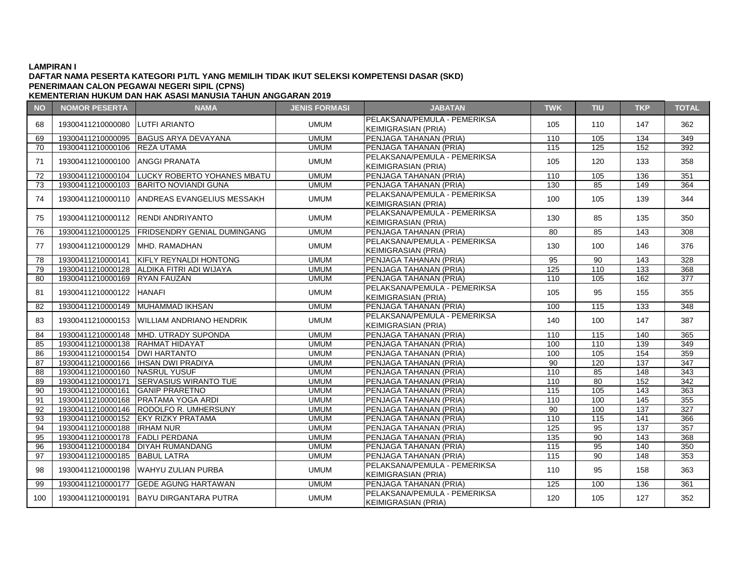**LAMPIRAN I**
**DAFTAR NAMA PESERTA KATEGORI P1/TL YANG MEMILIH TIDAK IKUT SELEKSI KOMPETENSI DASAR (SKD)**
**PENERIMAAN CALON PEGAWAI NEGERI SIPIL (CPNS)**
**KEMENTERIAN HUKUM DAN HAK ASASI MANUSIA TAHUN ANGGARAN 2019**

| NO | NOMOR PESERTA | NAMA | JENIS FORMASI | JABATAN | TWK | TIU | TKP | TOTAL |
|---|---|---|---|---|---|---|---|---|
| 68 | 19300411210000080 | LUTFI ARIANTO | UMUM | PELAKSANA/PEMULA - PEMERIKSA KEIMIGRASIAN (PRIA) | 105 | 110 | 147 | 362 |
| 69 | 19300411210000095 | BAGUS ARYA DEVAYANA | UMUM | PENJAGA TAHANAN (PRIA) | 110 | 105 | 134 | 349 |
| 70 | 19300411210000106 | REZA UTAMA | UMUM | PENJAGA TAHANAN (PRIA) | 115 | 125 | 152 | 392 |
| 71 | 19300411210000100 | ANGGI PRANATA | UMUM | PELAKSANA/PEMULA - PEMERIKSA KEIMIGRASIAN (PRIA) | 105 | 120 | 133 | 358 |
| 72 | 19300411210000104 | LUCKY ROBERTO YOHANES MBATU | UMUM | PENJAGA TAHANAN (PRIA) | 110 | 105 | 136 | 351 |
| 73 | 19300411210000103 | BARITO NOVIANDI GUNA | UMUM | PENJAGA TAHANAN (PRIA) | 130 | 85 | 149 | 364 |
| 74 | 19300411210000110 | ANDREAS EVANGELIUS MESSAKH | UMUM | PELAKSANA/PEMULA - PEMERIKSA KEIMIGRASIAN (PRIA) | 100 | 105 | 139 | 344 |
| 75 | 19300411210000112 | RENDI ANDRIYANTO | UMUM | PELAKSANA/PEMULA - PEMERIKSA KEIMIGRASIAN (PRIA) | 130 | 85 | 135 | 350 |
| 76 | 19300411210000125 | FRIDSENDRY GENIAL DUMINGANG | UMUM | PENJAGA TAHANAN (PRIA) | 80 | 85 | 143 | 308 |
| 77 | 19300411210000129 | MHD. RAMADHAN | UMUM | PELAKSANA/PEMULA - PEMERIKSA KEIMIGRASIAN (PRIA) | 130 | 100 | 146 | 376 |
| 78 | 19300411210000141 | KIFLY REYNALDI HONTONG | UMUM | PENJAGA TAHANAN (PRIA) | 95 | 90 | 143 | 328 |
| 79 | 19300411210000128 | ALDIKA FITRI ADI WIJAYA | UMUM | PENJAGA TAHANAN (PRIA) | 125 | 110 | 133 | 368 |
| 80 | 19300411210000169 | RYAN FAUZAN | UMUM | PENJAGA TAHANAN (PRIA) | 110 | 105 | 162 | 377 |
| 81 | 19300411210000122 | HANAFI | UMUM | PELAKSANA/PEMULA - PEMERIKSA KEIMIGRASIAN (PRIA) | 105 | 95 | 155 | 355 |
| 82 | 19300411210000149 | MUHAMMAD IKHSAN | UMUM | PENJAGA TAHANAN (PRIA) | 100 | 115 | 133 | 348 |
| 83 | 19300411210000153 | WILLIAM ANDRIANO HENDRIK | UMUM | PELAKSANA/PEMULA - PEMERIKSA KEIMIGRASIAN (PRIA) | 140 | 100 | 147 | 387 |
| 84 | 19300411210000148 | MHD. UTRADY SUPONDA | UMUM | PENJAGA TAHANAN (PRIA) | 110 | 115 | 140 | 365 |
| 85 | 19300411210000138 | RAHMAT HIDAYAT | UMUM | PENJAGA TAHANAN (PRIA) | 100 | 110 | 139 | 349 |
| 86 | 19300411210000154 | DWI HARTANTO | UMUM | PENJAGA TAHANAN (PRIA) | 100 | 105 | 154 | 359 |
| 87 | 19300411210000166 | IHSAN DWI PRADIYA | UMUM | PENJAGA TAHANAN (PRIA) | 90 | 120 | 137 | 347 |
| 88 | 19300411210000160 | NASRUL YUSUF | UMUM | PENJAGA TAHANAN (PRIA) | 110 | 85 | 148 | 343 |
| 89 | 19300411210000171 | SERVASIUS WIRANTO TUE | UMUM | PENJAGA TAHANAN (PRIA) | 110 | 80 | 152 | 342 |
| 90 | 19300411210000161 | GANIP PRARETNO | UMUM | PENJAGA TAHANAN (PRIA) | 115 | 105 | 143 | 363 |
| 91 | 19300411210000168 | PRATAMA YOGA ARDI | UMUM | PENJAGA TAHANAN (PRIA) | 110 | 100 | 145 | 355 |
| 92 | 19300411210000146 | RODOLFO R. UMHERSUNY | UMUM | PENJAGA TAHANAN (PRIA) | 90 | 100 | 137 | 327 |
| 93 | 19300411210000152 | EKY RIZKY PRATAMA | UMUM | PENJAGA TAHANAN (PRIA) | 110 | 115 | 141 | 366 |
| 94 | 19300411210000188 | IRHAM NUR | UMUM | PENJAGA TAHANAN (PRIA) | 125 | 95 | 137 | 357 |
| 95 | 19300411210000178 | FADLI PERDANA | UMUM | PENJAGA TAHANAN (PRIA) | 135 | 90 | 143 | 368 |
| 96 | 19300411210000184 | DIYAH RUMANDANG | UMUM | PENJAGA TAHANAN (PRIA) | 115 | 95 | 140 | 350 |
| 97 | 19300411210000185 | BABUL LATRA | UMUM | PENJAGA TAHANAN (PRIA) | 115 | 90 | 148 | 353 |
| 98 | 19300411210000198 | WAHYU ZULIAN PURBA | UMUM | PELAKSANA/PEMULA - PEMERIKSA KEIMIGRASIAN (PRIA) | 110 | 95 | 158 | 363 |
| 99 | 19300411210000177 | GEDE AGUNG HARTAWAN | UMUM | PENJAGA TAHANAN (PRIA) | 125 | 100 | 136 | 361 |
| 100 | 19300411210000191 | BAYU DIRGANTARA PUTRA | UMUM | PELAKSANA/PEMULA - PEMERIKSA KEIMIGRASIAN (PRIA) | 120 | 105 | 127 | 352 |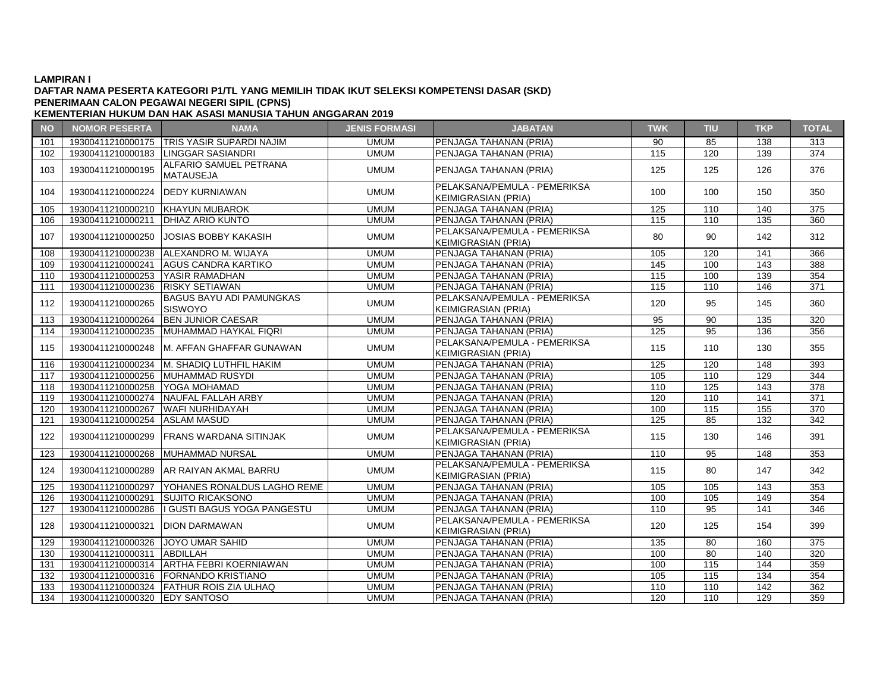**LAMPIRAN I**
**DAFTAR NAMA PESERTA KATEGORI P1/TL YANG MEMILIH TIDAK IKUT SELEKSI KOMPETENSI DASAR (SKD)**
**PENERIMAAN CALON PEGAWAI NEGERI SIPIL (CPNS)**
**KEMENTERIAN HUKUM DAN HAK ASASI MANUSIA TAHUN ANGGARAN 2019**

| NO | NOMOR PESERTA | NAMA | JENIS FORMASI | JABATAN | TWK | TIU | TKP | TOTAL |
|---|---|---|---|---|---|---|---|---|
| 101 | 19300411210000175 | TRIS YASIR SUPARDI NAJIM | UMUM | PENJAGA TAHANAN (PRIA) | 90 | 85 | 138 | 313 |
| 102 | 19300411210000183 | LINGGAR SASIANDRI | UMUM | PENJAGA TAHANAN (PRIA) | 115 | 120 | 139 | 374 |
| 103 | 19300411210000195 | ALFARIO SAMUEL PETRANA MATAUSEJA | UMUM | PENJAGA TAHANAN (PRIA) | 125 | 125 | 126 | 376 |
| 104 | 19300411210000224 | DEDY KURNIAWAN | UMUM | PELAKSANA/PEMULA - PEMERIKSA KEIMIGRASIAN (PRIA) | 100 | 100 | 150 | 350 |
| 105 | 19300411210000210 | KHAYUN MUBAROK | UMUM | PENJAGA TAHANAN (PRIA) | 125 | 110 | 140 | 375 |
| 106 | 19300411210000211 | DHIAZ ARIO KUNTO | UMUM | PENJAGA TAHANAN (PRIA) | 115 | 110 | 135 | 360 |
| 107 | 19300411210000250 | JOSIAS BOBBY KAKASIH | UMUM | PELAKSANA/PEMULA - PEMERIKSA KEIMIGRASIAN (PRIA) | 80 | 90 | 142 | 312 |
| 108 | 19300411210000238 | ALEXANDRO M. WIJAYA | UMUM | PENJAGA TAHANAN (PRIA) | 105 | 120 | 141 | 366 |
| 109 | 19300411210000241 | AGUS CANDRA KARTIKO | UMUM | PENJAGA TAHANAN (PRIA) | 145 | 100 | 143 | 388 |
| 110 | 19300411210000253 | YASIR RAMADHAN | UMUM | PENJAGA TAHANAN (PRIA) | 115 | 100 | 139 | 354 |
| 111 | 19300411210000236 | RISKY SETIAWAN | UMUM | PENJAGA TAHANAN (PRIA) | 115 | 110 | 146 | 371 |
| 112 | 19300411210000265 | BAGUS BAYU ADI PAMUNGKAS SISWOYO | UMUM | PELAKSANA/PEMULA - PEMERIKSA KEIMIGRASIAN (PRIA) | 120 | 95 | 145 | 360 |
| 113 | 19300411210000264 | BEN JUNIOR CAESAR | UMUM | PENJAGA TAHANAN (PRIA) | 95 | 90 | 135 | 320 |
| 114 | 19300411210000235 | MUHAMMAD HAYKAL FIQRI | UMUM | PENJAGA TAHANAN (PRIA) | 125 | 95 | 136 | 356 |
| 115 | 19300411210000248 | M. AFFAN GHAFFAR GUNAWAN | UMUM | PELAKSANA/PEMULA - PEMERIKSA KEIMIGRASIAN (PRIA) | 115 | 110 | 130 | 355 |
| 116 | 19300411210000234 | M. SHADIQ LUTHFIL HAKIM | UMUM | PENJAGA TAHANAN (PRIA) | 125 | 120 | 148 | 393 |
| 117 | 19300411210000256 | MUHAMMAD RUSYDI | UMUM | PENJAGA TAHANAN (PRIA) | 105 | 110 | 129 | 344 |
| 118 | 19300411210000258 | YOGA MOHAMAD | UMUM | PENJAGA TAHANAN (PRIA) | 110 | 125 | 143 | 378 |
| 119 | 19300411210000274 | NAUFAL FALLAH ARBY | UMUM | PENJAGA TAHANAN (PRIA) | 120 | 110 | 141 | 371 |
| 120 | 19300411210000267 | WAFI NURHIDAYAH | UMUM | PENJAGA TAHANAN (PRIA) | 100 | 115 | 155 | 370 |
| 121 | 19300411210000254 | ASLAM MASUD | UMUM | PENJAGA TAHANAN (PRIA) | 125 | 85 | 132 | 342 |
| 122 | 19300411210000299 | FRANS WARDANA SITINJAK | UMUM | PELAKSANA/PEMULA - PEMERIKSA KEIMIGRASIAN (PRIA) | 115 | 130 | 146 | 391 |
| 123 | 19300411210000268 | MUHAMMAD NURSAL | UMUM | PENJAGA TAHANAN (PRIA) | 110 | 95 | 148 | 353 |
| 124 | 19300411210000289 | AR RAIYAN AKMAL BARRU | UMUM | PELAKSANA/PEMULA - PEMERIKSA KEIMIGRASIAN (PRIA) | 115 | 80 | 147 | 342 |
| 125 | 19300411210000297 | YOHANES RONALDUS LAGHO REME | UMUM | PENJAGA TAHANAN (PRIA) | 105 | 105 | 143 | 353 |
| 126 | 19300411210000291 | SUJITO RICAKSONO | UMUM | PENJAGA TAHANAN (PRIA) | 100 | 105 | 149 | 354 |
| 127 | 19300411210000286 | I GUSTI BAGUS YOGA PANGESTU | UMUM | PENJAGA TAHANAN (PRIA) | 110 | 95 | 141 | 346 |
| 128 | 19300411210000321 | DION DARMAWAN | UMUM | PELAKSANA/PEMULA - PEMERIKSA KEIMIGRASIAN (PRIA) | 120 | 125 | 154 | 399 |
| 129 | 19300411210000326 | JOYO UMAR SAHID | UMUM | PENJAGA TAHANAN (PRIA) | 135 | 80 | 160 | 375 |
| 130 | 19300411210000311 | ABDILLAH | UMUM | PENJAGA TAHANAN (PRIA) | 100 | 80 | 140 | 320 |
| 131 | 19300411210000314 | ARTHA FEBRI KOERNIAWAN | UMUM | PENJAGA TAHANAN (PRIA) | 100 | 115 | 144 | 359 |
| 132 | 19300411210000316 | FORNANDO KRISTIANO | UMUM | PENJAGA TAHANAN (PRIA) | 105 | 115 | 134 | 354 |
| 133 | 19300411210000324 | FATHUR ROIS ZIA ULHAQ | UMUM | PENJAGA TAHANAN (PRIA) | 110 | 110 | 142 | 362 |
| 134 | 19300411210000320 | EDY SANTOSO | UMUM | PENJAGA TAHANAN (PRIA) | 120 | 110 | 129 | 359 |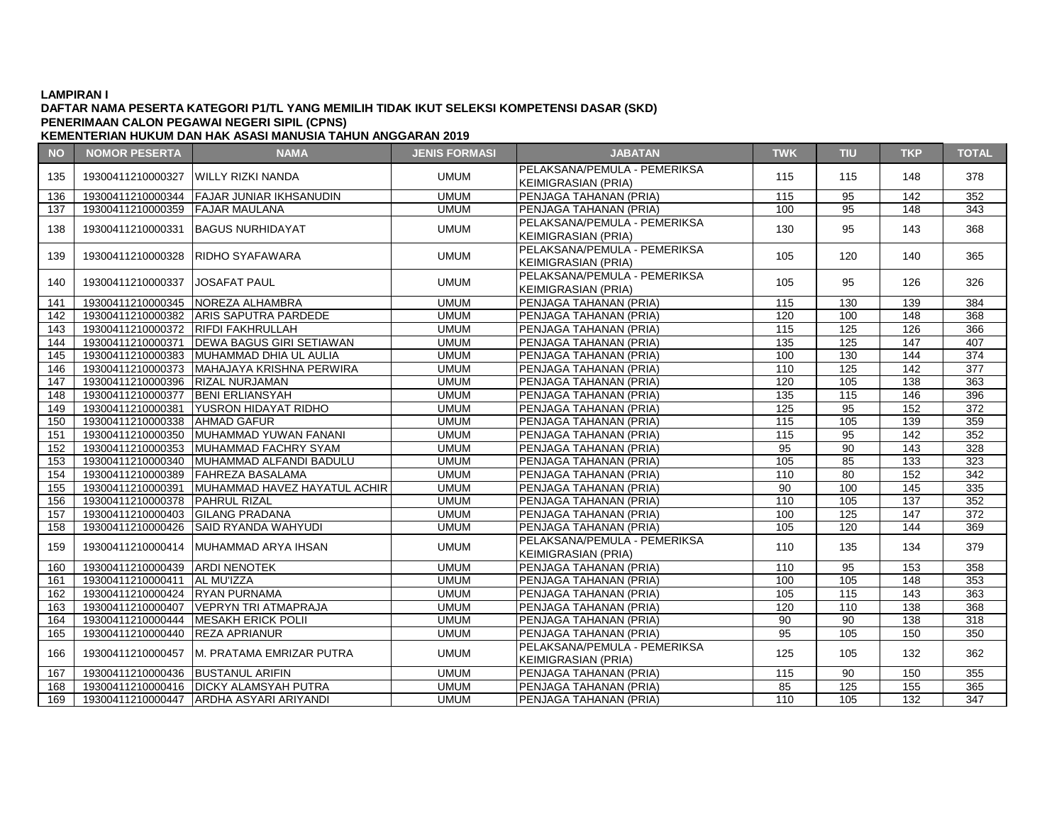**LAMPIRAN I**

**DAFTAR NAMA PESERTA KATEGORI P1/TL YANG MEMILIH TIDAK IKUT SELEKSI KOMPETENSI DASAR (SKD)**

**PENERIMAAN CALON PEGAWAI NEGERI SIPIL (CPNS)**

**KEMENTERIAN HUKUM DAN HAK ASASI MANUSIA TAHUN ANGGARAN 2019**

| NO | NOMOR PESERTA | NAMA | JENIS FORMASI | JABATAN | TWK | TIU | TKP | TOTAL |
|---|---|---|---|---|---|---|---|---|
| 135 | 19300411210000327 | WILLY RIZKI NANDA | UMUM | PELAKSANA/PEMULA - PEMERIKSA KEIMIGRASIAN (PRIA) | 115 | 115 | 148 | 378 |
| 136 | 19300411210000344 | FAJAR JUNIAR IKHSANUDIN | UMUM | PENJAGA TAHANAN (PRIA) | 115 | 95 | 142 | 352 |
| 137 | 19300411210000359 | FAJAR MAULANA | UMUM | PENJAGA TAHANAN (PRIA) | 100 | 95 | 148 | 343 |
| 138 | 19300411210000331 | BAGUS NURHIDAYAT | UMUM | PELAKSANA/PEMULA - PEMERIKSA KEIMIGRASIAN (PRIA) | 130 | 95 | 143 | 368 |
| 139 | 19300411210000328 | RIDHO SYAFAWARA | UMUM | PELAKSANA/PEMULA - PEMERIKSA KEIMIGRASIAN (PRIA) | 105 | 120 | 140 | 365 |
| 140 | 19300411210000337 | JOSAFAT PAUL | UMUM | PELAKSANA/PEMULA - PEMERIKSA KEIMIGRASIAN (PRIA) | 105 | 95 | 126 | 326 |
| 141 | 19300411210000345 | NOREZA ALHAMBRA | UMUM | PENJAGA TAHANAN (PRIA) | 115 | 130 | 139 | 384 |
| 142 | 19300411210000382 | ARIS SAPUTRA PARDEDE | UMUM | PENJAGA TAHANAN (PRIA) | 120 | 100 | 148 | 368 |
| 143 | 19300411210000372 | RIFDI FAKHRULLAH | UMUM | PENJAGA TAHANAN (PRIA) | 115 | 125 | 126 | 366 |
| 144 | 19300411210000371 | DEWA BAGUS GIRI SETIAWAN | UMUM | PENJAGA TAHANAN (PRIA) | 135 | 125 | 147 | 407 |
| 145 | 19300411210000383 | MUHAMMAD DHIA UL AULIA | UMUM | PENJAGA TAHANAN (PRIA) | 100 | 130 | 144 | 374 |
| 146 | 19300411210000373 | MAHAJAYA KRISHNA PERWIRA | UMUM | PENJAGA TAHANAN (PRIA) | 110 | 125 | 142 | 377 |
| 147 | 19300411210000396 | RIZAL NURJAMAN | UMUM | PENJAGA TAHANAN (PRIA) | 120 | 105 | 138 | 363 |
| 148 | 19300411210000377 | BENI ERLIANSYAH | UMUM | PENJAGA TAHANAN (PRIA) | 135 | 115 | 146 | 396 |
| 149 | 19300411210000381 | YUSRON HIDAYAT RIDHO | UMUM | PENJAGA TAHANAN (PRIA) | 125 | 95 | 152 | 372 |
| 150 | 19300411210000338 | AHMAD GAFUR | UMUM | PENJAGA TAHANAN (PRIA) | 115 | 105 | 139 | 359 |
| 151 | 19300411210000350 | MUHAMMAD YUWAN FANANI | UMUM | PENJAGA TAHANAN (PRIA) | 115 | 95 | 142 | 352 |
| 152 | 19300411210000353 | MUHAMMAD FACHRY SYAM | UMUM | PENJAGA TAHANAN (PRIA) | 95 | 90 | 143 | 328 |
| 153 | 19300411210000340 | MUHAMMAD ALFANDI BADULU | UMUM | PENJAGA TAHANAN (PRIA) | 105 | 85 | 133 | 323 |
| 154 | 19300411210000389 | FAHREZA BASALAMA | UMUM | PENJAGA TAHANAN (PRIA) | 110 | 80 | 152 | 342 |
| 155 | 19300411210000391 | MUHAMMAD HAVEZ HAYATUL ACHIR | UMUM | PENJAGA TAHANAN (PRIA) | 90 | 100 | 145 | 335 |
| 156 | 19300411210000378 | PAHRUL RIZAL | UMUM | PENJAGA TAHANAN (PRIA) | 110 | 105 | 137 | 352 |
| 157 | 19300411210000403 | GILANG PRADANA | UMUM | PENJAGA TAHANAN (PRIA) | 100 | 125 | 147 | 372 |
| 158 | 19300411210000426 | SAID RYANDA WAHYUDI | UMUM | PENJAGA TAHANAN (PRIA) | 105 | 120 | 144 | 369 |
| 159 | 19300411210000414 | MUHAMMAD ARYA IHSAN | UMUM | PELAKSANA/PEMULA - PEMERIKSA KEIMIGRASIAN (PRIA) | 110 | 135 | 134 | 379 |
| 160 | 19300411210000439 | ARDI NENOTEK | UMUM | PENJAGA TAHANAN (PRIA) | 110 | 95 | 153 | 358 |
| 161 | 19300411210000411 | AL MU'IZZA | UMUM | PENJAGA TAHANAN (PRIA) | 100 | 105 | 148 | 353 |
| 162 | 19300411210000424 | RYAN PURNAMA | UMUM | PENJAGA TAHANAN (PRIA) | 105 | 115 | 143 | 363 |
| 163 | 19300411210000407 | VEPRYN TRI ATMAPRAJA | UMUM | PENJAGA TAHANAN (PRIA) | 120 | 110 | 138 | 368 |
| 164 | 19300411210000444 | MESAKH ERICK POLII | UMUM | PENJAGA TAHANAN (PRIA) | 90 | 90 | 138 | 318 |
| 165 | 19300411210000440 | REZA APRIANUR | UMUM | PENJAGA TAHANAN (PRIA) | 95 | 105 | 150 | 350 |
| 166 | 19300411210000457 | M. PRATAMA EMRIZAR PUTRA | UMUM | PELAKSANA/PEMULA - PEMERIKSA KEIMIGRASIAN (PRIA) | 125 | 105 | 132 | 362 |
| 167 | 19300411210000436 | BUSTANUL ARIFIN | UMUM | PENJAGA TAHANAN (PRIA) | 115 | 90 | 150 | 355 |
| 168 | 19300411210000416 | DICKY ALAMSYAH PUTRA | UMUM | PENJAGA TAHANAN (PRIA) | 85 | 125 | 155 | 365 |
| 169 | 19300411210000447 | ARDHA ASYARI ARIYANDI | UMUM | PENJAGA TAHANAN (PRIA) | 110 | 105 | 132 | 347 |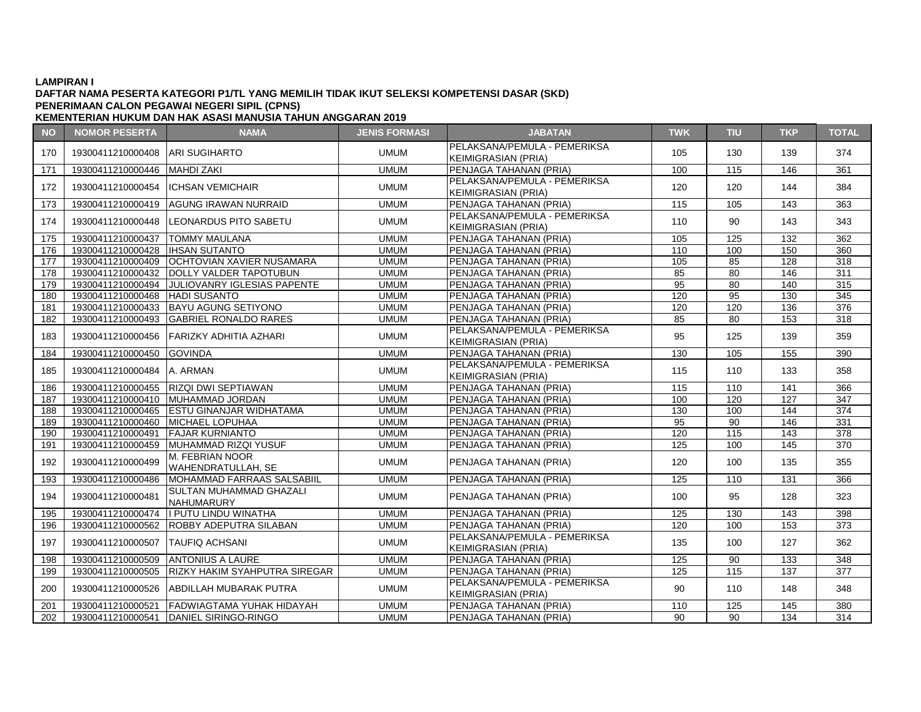**LAMPIRAN I**
**DAFTAR NAMA PESERTA KATEGORI P1/TL YANG MEMILIH TIDAK IKUT SELEKSI KOMPETENSI DASAR (SKD)**
**PENERIMAAN CALON PEGAWAI NEGERI SIPIL (CPNS)**
**KEMENTERIAN HUKUM DAN HAK ASASI MANUSIA TAHUN ANGGARAN 2019**

| NO | NOMOR PESERTA | NAMA | JENIS FORMASI | JABATAN | TWK | TIU | TKP | TOTAL |
|---|---|---|---|---|---|---|---|---|
| 170 | 19300411210000408 | ARI SUGIHARTO | UMUM | PELAKSANA/PEMULA - PEMERIKSA KEIMIGRASIAN (PRIA) | 105 | 130 | 139 | 374 |
| 171 | 19300411210000446 | MAHDI ZAKI | UMUM | PENJAGA TAHANAN (PRIA) | 100 | 115 | 146 | 361 |
| 172 | 19300411210000454 | ICHSAN VEMICHAIR | UMUM | PELAKSANA/PEMULA - PEMERIKSA KEIMIGRASIAN (PRIA) | 120 | 120 | 144 | 384 |
| 173 | 19300411210000419 | AGUNG IRAWAN NURRAID | UMUM | PENJAGA TAHANAN (PRIA) | 115 | 105 | 143 | 363 |
| 174 | 19300411210000448 | LEONARDUS PITO SABETU | UMUM | PELAKSANA/PEMULA - PEMERIKSA KEIMIGRASIAN (PRIA) | 110 | 90 | 143 | 343 |
| 175 | 19300411210000437 | TOMMY MAULANA | UMUM | PENJAGA TAHANAN (PRIA) | 105 | 125 | 132 | 362 |
| 176 | 19300411210000428 | IHSAN SUTANTO | UMUM | PENJAGA TAHANAN (PRIA) | 110 | 100 | 150 | 360 |
| 177 | 19300411210000409 | OCHTOVIAN XAVIER NUSAMARA | UMUM | PENJAGA TAHANAN (PRIA) | 105 | 85 | 128 | 318 |
| 178 | 19300411210000432 | DOLLY VALDER TAPOTUBUN | UMUM | PENJAGA TAHANAN (PRIA) | 85 | 80 | 146 | 311 |
| 179 | 19300411210000494 | JULIOVANRY IGLESIAS PAPENTE | UMUM | PENJAGA TAHANAN (PRIA) | 95 | 80 | 140 | 315 |
| 180 | 19300411210000468 | HADI SUSANTO | UMUM | PENJAGA TAHANAN (PRIA) | 120 | 95 | 130 | 345 |
| 181 | 19300411210000433 | BAYU AGUNG SETIYONO | UMUM | PENJAGA TAHANAN (PRIA) | 120 | 120 | 136 | 376 |
| 182 | 19300411210000493 | GABRIEL RONALDO RARES | UMUM | PENJAGA TAHANAN (PRIA) | 85 | 80 | 153 | 318 |
| 183 | 19300411210000456 | FARIZKY ADHITIA AZHARI | UMUM | PELAKSANA/PEMULA - PEMERIKSA KEIMIGRASIAN (PRIA) | 95 | 125 | 139 | 359 |
| 184 | 19300411210000450 | GOVINDA | UMUM | PENJAGA TAHANAN (PRIA) | 130 | 105 | 155 | 390 |
| 185 | 19300411210000484 | A. ARMAN | UMUM | PELAKSANA/PEMULA - PEMERIKSA KEIMIGRASIAN (PRIA) | 115 | 110 | 133 | 358 |
| 186 | 19300411210000455 | RIZQI DWI SEPTIAWAN | UMUM | PENJAGA TAHANAN (PRIA) | 115 | 110 | 141 | 366 |
| 187 | 19300411210000410 | MUHAMMAD JORDAN | UMUM | PENJAGA TAHANAN (PRIA) | 100 | 120 | 127 | 347 |
| 188 | 19300411210000465 | ESTU GINANJAR WIDHATAMA | UMUM | PENJAGA TAHANAN (PRIA) | 130 | 100 | 144 | 374 |
| 189 | 19300411210000460 | MICHAEL LOPUHAA | UMUM | PENJAGA TAHANAN (PRIA) | 95 | 90 | 146 | 331 |
| 190 | 19300411210000491 | FAJAR KURNIANTO | UMUM | PENJAGA TAHANAN (PRIA) | 120 | 115 | 143 | 378 |
| 191 | 19300411210000459 | MUHAMMAD RIZQI YUSUF | UMUM | PENJAGA TAHANAN (PRIA) | 125 | 100 | 145 | 370 |
| 192 | 19300411210000499 | M. FEBRIAN NOOR WAHENDRATULLAH, SE | UMUM | PENJAGA TAHANAN (PRIA) | 120 | 100 | 135 | 355 |
| 193 | 19300411210000486 | MOHAMMAD FARRAAS SALSABIIL | UMUM | PENJAGA TAHANAN (PRIA) | 125 | 110 | 131 | 366 |
| 194 | 19300411210000481 | SULTAN MUHAMMAD GHAZALI NAHUMARURY | UMUM | PENJAGA TAHANAN (PRIA) | 100 | 95 | 128 | 323 |
| 195 | 19300411210000474 | I PUTU LINDU WINATHA | UMUM | PENJAGA TAHANAN (PRIA) | 125 | 130 | 143 | 398 |
| 196 | 19300411210000562 | ROBBY ADEPUTRA SILABAN | UMUM | PENJAGA TAHANAN (PRIA) | 120 | 100 | 153 | 373 |
| 197 | 19300411210000507 | TAUFIQ ACHSANI | UMUM | PELAKSANA/PEMULA - PEMERIKSA KEIMIGRASIAN (PRIA) | 135 | 100 | 127 | 362 |
| 198 | 19300411210000509 | ANTONIUS A LAURE | UMUM | PENJAGA TAHANAN (PRIA) | 125 | 90 | 133 | 348 |
| 199 | 19300411210000505 | RIZKY HAKIM SYAHPUTRA SIREGAR | UMUM | PENJAGA TAHANAN (PRIA) | 125 | 115 | 137 | 377 |
| 200 | 19300411210000526 | ABDILLAH MUBARAK PUTRA | UMUM | PELAKSANA/PEMULA - PEMERIKSA KEIMIGRASIAN (PRIA) | 90 | 110 | 148 | 348 |
| 201 | 19300411210000521 | FADWIAGTAMA YUHAK HIDAYAH | UMUM | PENJAGA TAHANAN (PRIA) | 110 | 125 | 145 | 380 |
| 202 | 19300411210000541 | DANIEL SIRINGO-RINGO | UMUM | PENJAGA TAHANAN (PRIA) | 90 | 90 | 134 | 314 |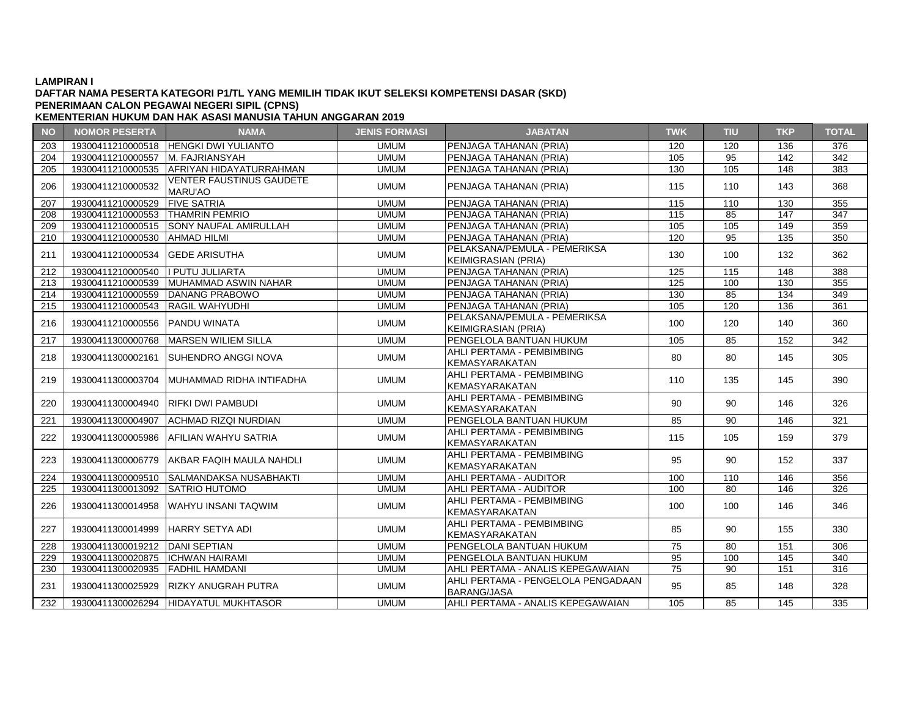**LAMPIRAN I**
**DAFTAR NAMA PESERTA KATEGORI P1/TL YANG MEMILIH TIDAK IKUT SELEKSI KOMPETENSI DASAR (SKD)**
**PENERIMAAN CALON PEGAWAI NEGERI SIPIL (CPNS)**
**KEMENTERIAN HUKUM DAN HAK ASASI MANUSIA TAHUN ANGGARAN 2019**

| NO | NOMOR PESERTA | NAMA | JENIS FORMASI | JABATAN | TWK | TIU | TKP | TOTAL |
|---|---|---|---|---|---|---|---|---|
| 203 | 19300411210000518 | HENGKI DWI YULIANTO | UMUM | PENJAGA TAHANAN (PRIA) | 120 | 120 | 136 | 376 |
| 204 | 19300411210000557 | M. FAJRIANSYAH | UMUM | PENJAGA TAHANAN (PRIA) | 105 | 95 | 142 | 342 |
| 205 | 19300411210000535 | AFRIYAN HIDAYATURRAHMAN | UMUM | PENJAGA TAHANAN (PRIA) | 130 | 105 | 148 | 383 |
| 206 | 19300411210000532 | VENTER FAUSTINUS GAUDETE MARU'AO | UMUM | PENJAGA TAHANAN (PRIA) | 115 | 110 | 143 | 368 |
| 207 | 19300411210000529 | FIVE SATRIA | UMUM | PENJAGA TAHANAN (PRIA) | 115 | 110 | 130 | 355 |
| 208 | 19300411210000553 | THAMRIN PEMRIO | UMUM | PENJAGA TAHANAN (PRIA) | 115 | 85 | 147 | 347 |
| 209 | 19300411210000515 | SONY NAUFAL AMIRULLAH | UMUM | PENJAGA TAHANAN (PRIA) | 105 | 105 | 149 | 359 |
| 210 | 19300411210000530 | AHMAD HILMI | UMUM | PENJAGA TAHANAN (PRIA) | 120 | 95 | 135 | 350 |
| 211 | 19300411210000534 | GEDE ARISUTHA | UMUM | PELAKSANA/PEMULA - PEMERIKSA KEIMIGRASIAN (PRIA) | 130 | 100 | 132 | 362 |
| 212 | 19300411210000540 | I PUTU JULIARTA | UMUM | PENJAGA TAHANAN (PRIA) | 125 | 115 | 148 | 388 |
| 213 | 19300411210000539 | MUHAMMAD ASWIN NAHAR | UMUM | PENJAGA TAHANAN (PRIA) | 125 | 100 | 130 | 355 |
| 214 | 19300411210000559 | DANANG PRABOWO | UMUM | PENJAGA TAHANAN (PRIA) | 130 | 85 | 134 | 349 |
| 215 | 19300411210000543 | RAGIL WAHYUDHI | UMUM | PENJAGA TAHANAN (PRIA) | 105 | 120 | 136 | 361 |
| 216 | 19300411210000556 | PANDU WINATA | UMUM | PELAKSANA/PEMULA - PEMERIKSA KEIMIGRASIAN (PRIA) | 100 | 120 | 140 | 360 |
| 217 | 19300411300000768 | MARSEN WILIEM SILLA | UMUM | PENGELOLA BANTUAN HUKUM | 105 | 85 | 152 | 342 |
| 218 | 19300411300002161 | SUHENDRO ANGGI NOVA | UMUM | AHLI PERTAMA - PEMBIMBING KEMASYARAKATAN | 80 | 80 | 145 | 305 |
| 219 | 19300411300003704 | MUHAMMAD RIDHA INTIFADHA | UMUM | AHLI PERTAMA - PEMBIMBING KEMASYARAKATAN | 110 | 135 | 145 | 390 |
| 220 | 19300411300004940 | RIFKI DWI PAMBUDI | UMUM | AHLI PERTAMA - PEMBIMBING KEMASYARAKATAN | 90 | 90 | 146 | 326 |
| 221 | 19300411300004907 | ACHMAD RIZQI NURDIAN | UMUM | PENGELOLA BANTUAN HUKUM | 85 | 90 | 146 | 321 |
| 222 | 19300411300005986 | AFILIAN WAHYU SATRIA | UMUM | AHLI PERTAMA - PEMBIMBING KEMASYARAKATAN | 115 | 105 | 159 | 379 |
| 223 | 19300411300006779 | AKBAR FAQIH MAULA NAHDLI | UMUM | AHLI PERTAMA - PEMBIMBING KEMASYARAKATAN | 95 | 90 | 152 | 337 |
| 224 | 19300411300009510 | SALMANDAKSA NUSABHAKTI | UMUM | AHLI PERTAMA - AUDITOR | 100 | 110 | 146 | 356 |
| 225 | 19300411300013092 | SATRIO HUTOMO | UMUM | AHLI PERTAMA - AUDITOR | 100 | 80 | 146 | 326 |
| 226 | 19300411300014958 | WAHYU INSANI TAQWIM | UMUM | AHLI PERTAMA - PEMBIMBING KEMASYARAKATAN | 100 | 100 | 146 | 346 |
| 227 | 19300411300014999 | HARRY SETYA ADI | UMUM | AHLI PERTAMA - PEMBIMBING KEMASYARAKATAN | 85 | 90 | 155 | 330 |
| 228 | 19300411300019212 | DANI SEPTIAN | UMUM | PENGELOLA BANTUAN HUKUM | 75 | 80 | 151 | 306 |
| 229 | 19300411300020875 | ICHWAN HAIRAMI | UMUM | PENGELOLA BANTUAN HUKUM | 95 | 100 | 145 | 340 |
| 230 | 19300411300020935 | FADHIL HAMDANI | UMUM | AHLI PERTAMA - ANALIS KEPEGAWAIAN | 75 | 90 | 151 | 316 |
| 231 | 19300411300025929 | RIZKY ANUGRAH PUTRA | UMUM | AHLI PERTAMA - PENGELOLA PENGADAAN BARANG/JASA | 95 | 85 | 148 | 328 |
| 232 | 19300411300026294 | HIDAYATUL MUKHTASOR | UMUM | AHLI PERTAMA - ANALIS KEPEGAWAIAN | 105 | 85 | 145 | 335 |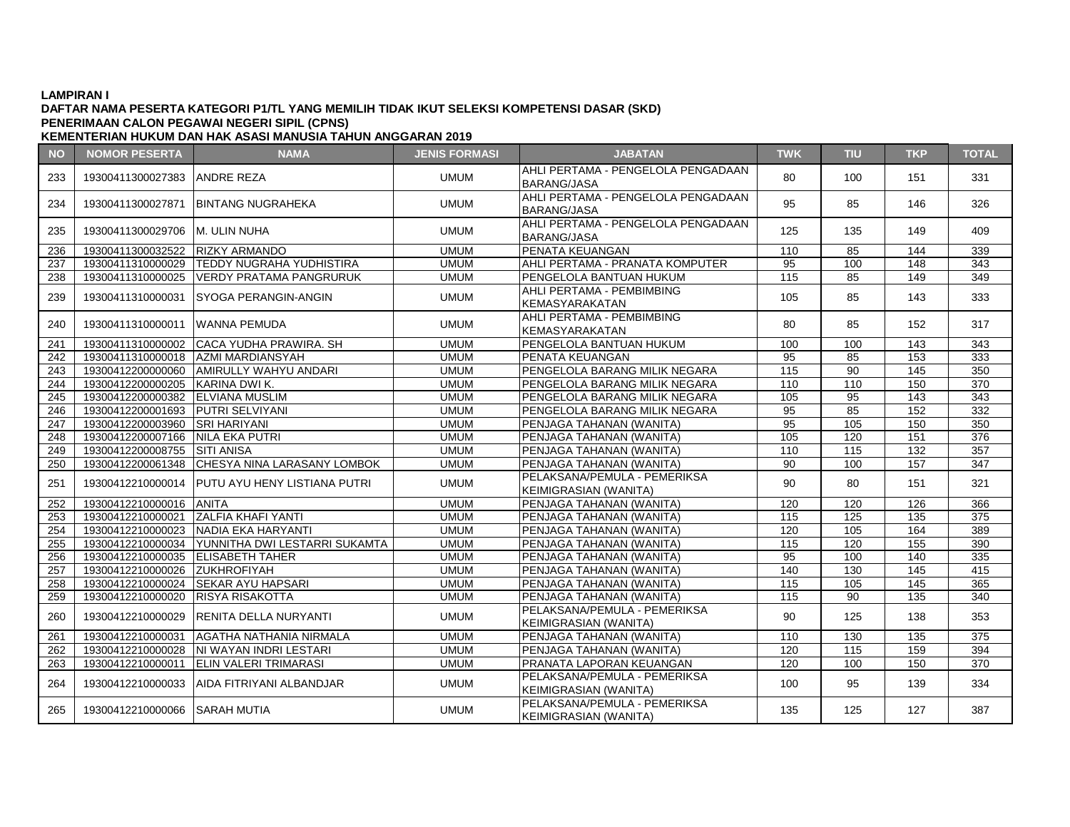**LAMPIRAN I**
**DAFTAR NAMA PESERTA KATEGORI P1/TL YANG MEMILIH TIDAK IKUT SELEKSI KOMPETENSI DASAR (SKD)**
**PENERIMAAN CALON PEGAWAI NEGERI SIPIL (CPNS)**
**KEMENTERIAN HUKUM DAN HAK ASASI MANUSIA TAHUN ANGGARAN 2019**

| NO | NOMOR PESERTA | NAMA | JENIS FORMASI | JABATAN | TWK | TIU | TKP | TOTAL |
|---|---|---|---|---|---|---|---|---|
| 233 | 19300411300027383 | ANDRE REZA | UMUM | AHLI PERTAMA - PENGELOLA PENGADAAN BARANG/JASA | 80 | 100 | 151 | 331 |
| 234 | 19300411300027871 | BINTANG NUGRAHEKA | UMUM | AHLI PERTAMA - PENGELOLA PENGADAAN BARANG/JASA | 95 | 85 | 146 | 326 |
| 235 | 19300411300029706 | M. ULIN NUHA | UMUM | AHLI PERTAMA - PENGELOLA PENGADAAN BARANG/JASA | 125 | 135 | 149 | 409 |
| 236 | 19300411300032522 | RIZKY ARMANDO | UMUM | PENATA KEUANGAN | 110 | 85 | 144 | 339 |
| 237 | 19300411310000029 | TEDDY NUGRAHA YUDHISTIRA | UMUM | AHLI PERTAMA - PRANATA KOMPUTER | 95 | 100 | 148 | 343 |
| 238 | 19300411310000025 | VERDY PRATAMA PANGRURUK | UMUM | PENGELOLA BANTUAN HUKUM | 115 | 85 | 149 | 349 |
| 239 | 19300411310000031 | SYOGA PERANGIN-ANGIN | UMUM | AHLI PERTAMA - PEMBIMBING KEMASYARAKATAN | 105 | 85 | 143 | 333 |
| 240 | 19300411310000011 | WANNA PEMUDA | UMUM | AHLI PERTAMA - PEMBIMBING KEMASYARAKATAN | 80 | 85 | 152 | 317 |
| 241 | 19300411310000002 | CACA YUDHA PRAWIRA. SH | UMUM | PENGELOLA BANTUAN HUKUM | 100 | 100 | 143 | 343 |
| 242 | 19300411310000018 | AZMI MARDIANSYAH | UMUM | PENATA KEUANGAN | 95 | 85 | 153 | 333 |
| 243 | 19300412200000060 | AMIRULLY WAHYU ANDARI | UMUM | PENGELOLA BARANG MILIK NEGARA | 115 | 90 | 145 | 350 |
| 244 | 19300412200000205 | KARINA DWI K. | UMUM | PENGELOLA BARANG MILIK NEGARA | 110 | 110 | 150 | 370 |
| 245 | 19300412200000382 | ELVIANA MUSLIM | UMUM | PENGELOLA BARANG MILIK NEGARA | 105 | 95 | 143 | 343 |
| 246 | 19300412200001693 | PUTRI SELVIYANI | UMUM | PENGELOLA BARANG MILIK NEGARA | 95 | 85 | 152 | 332 |
| 247 | 19300412200003960 | SRI HARIYANI | UMUM | PENJAGA TAHANAN (WANITA) | 95 | 105 | 150 | 350 |
| 248 | 19300412200007166 | NILA EKA PUTRI | UMUM | PENJAGA TAHANAN (WANITA) | 105 | 120 | 151 | 376 |
| 249 | 19300412200008755 | SITI ANISA | UMUM | PENJAGA TAHANAN (WANITA) | 110 | 115 | 132 | 357 |
| 250 | 19300412200061348 | CHESYA NINA LARASANY LOMBOK | UMUM | PENJAGA TAHANAN (WANITA) | 90 | 100 | 157 | 347 |
| 251 | 19300412210000014 | PUTU AYU HENY LISTIANA PUTRI | UMUM | PELAKSANA/PEMULA - PEMERIKSA KEIMIGRASIAN (WANITA) | 90 | 80 | 151 | 321 |
| 252 | 19300412210000016 | ANITA | UMUM | PENJAGA TAHANAN (WANITA) | 120 | 120 | 126 | 366 |
| 253 | 19300412210000021 | ZALFIA KHAFI YANTI | UMUM | PENJAGA TAHANAN (WANITA) | 115 | 125 | 135 | 375 |
| 254 | 19300412210000023 | NADIA EKA HARYANTI | UMUM | PENJAGA TAHANAN (WANITA) | 120 | 105 | 164 | 389 |
| 255 | 19300412210000034 | YUNNITHA DWI LESTARRI SUKAMTA | UMUM | PENJAGA TAHANAN (WANITA) | 115 | 120 | 155 | 390 |
| 256 | 19300412210000035 | ELISABETH TAHER | UMUM | PENJAGA TAHANAN (WANITA) | 95 | 100 | 140 | 335 |
| 257 | 19300412210000026 | ZUKHROFIYAH | UMUM | PENJAGA TAHANAN (WANITA) | 140 | 130 | 145 | 415 |
| 258 | 19300412210000024 | SEKAR AYU HAPSARI | UMUM | PENJAGA TAHANAN (WANITA) | 115 | 105 | 145 | 365 |
| 259 | 19300412210000020 | RISYA RISAKOTTA | UMUM | PENJAGA TAHANAN (WANITA) | 115 | 90 | 135 | 340 |
| 260 | 19300412210000029 | RENITA DELLA NURYANTI | UMUM | PELAKSANA/PEMULA - PEMERIKSA KEIMIGRASIAN (WANITA) | 90 | 125 | 138 | 353 |
| 261 | 19300412210000031 | AGATHA NATHANIA NIRMALA | UMUM | PENJAGA TAHANAN (WANITA) | 110 | 130 | 135 | 375 |
| 262 | 19300412210000028 | NI WAYAN INDRI LESTARI | UMUM | PENJAGA TAHANAN (WANITA) | 120 | 115 | 159 | 394 |
| 263 | 19300412210000011 | ELIN VALERI TRIMARASI | UMUM | PRANATA LAPORAN KEUANGAN | 120 | 100 | 150 | 370 |
| 264 | 19300412210000033 | AIDA FITRIYANI ALBANDJAR | UMUM | PELAKSANA/PEMULA - PEMERIKSA KEIMIGRASIAN (WANITA) | 100 | 95 | 139 | 334 |
| 265 | 19300412210000066 | SARAH MUTIA | UMUM | PELAKSANA/PEMULA - PEMERIKSA KEIMIGRASIAN (WANITA) | 135 | 125 | 127 | 387 |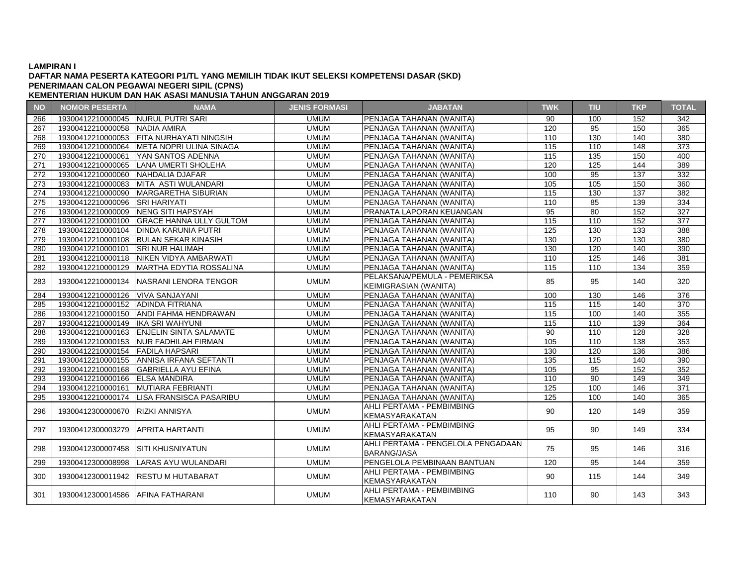**LAMPIRAN I**
**DAFTAR NAMA PESERTA KATEGORI P1/TL YANG MEMILIH TIDAK IKUT SELEKSI KOMPETENSI DASAR (SKD)**
**PENERIMAAN CALON PEGAWAI NEGERI SIPIL (CPNS)**
**KEMENTERIAN HUKUM DAN HAK ASASI MANUSIA TAHUN ANGGARAN 2019**

| NO | NOMOR PESERTA | NAMA | JENIS FORMASI | JABATAN | TWK | TIU | TKP | TOTAL |
|---|---|---|---|---|---|---|---|---|
| 266 | 19300412210000045 | NURUL PUTRI SARI | UMUM | PENJAGA TAHANAN (WANITA) | 90 | 100 | 152 | 342 |
| 267 | 19300412210000058 | NADIA AMIRA | UMUM | PENJAGA TAHANAN (WANITA) | 120 | 95 | 150 | 365 |
| 268 | 19300412210000053 | FITA NURHAYATI NINGSIH | UMUM | PENJAGA TAHANAN (WANITA) | 110 | 130 | 140 | 380 |
| 269 | 19300412210000064 | META NOPRI ULINA SINAGA | UMUM | PENJAGA TAHANAN (WANITA) | 115 | 110 | 148 | 373 |
| 270 | 19300412210000061 | YAN SANTOS ADENNA | UMUM | PENJAGA TAHANAN (WANITA) | 115 | 135 | 150 | 400 |
| 271 | 19300412210000065 | LANA UMERTI SHOLEHA | UMUM | PENJAGA TAHANAN (WANITA) | 120 | 125 | 144 | 389 |
| 272 | 19300412210000060 | NAHDALIA DJAFAR | UMUM | PENJAGA TAHANAN (WANITA) | 100 | 95 | 137 | 332 |
| 273 | 19300412210000083 | MITA ASTI WULANDARI | UMUM | PENJAGA TAHANAN (WANITA) | 105 | 105 | 150 | 360 |
| 274 | 19300412210000090 | MARGARETHA SIBURIAN | UMUM | PENJAGA TAHANAN (WANITA) | 115 | 130 | 137 | 382 |
| 275 | 19300412210000096 | SRI HARIYATI | UMUM | PENJAGA TAHANAN (WANITA) | 110 | 85 | 139 | 334 |
| 276 | 19300412210000009 | NENG SITI HAPSYAH | UMUM | PRANATA LAPORAN KEUANGAN | 95 | 80 | 152 | 327 |
| 277 | 19300412210000100 | GRACE HANNA ULLY GULTOM | UMUM | PENJAGA TAHANAN (WANITA) | 115 | 110 | 152 | 377 |
| 278 | 19300412210000104 | DINDA KARUNIA PUTRI | UMUM | PENJAGA TAHANAN (WANITA) | 125 | 130 | 133 | 388 |
| 279 | 19300412210000108 | BULAN SEKAR KINASIH | UMUM | PENJAGA TAHANAN (WANITA) | 130 | 120 | 130 | 380 |
| 280 | 19300412210000101 | SRI NUR HALIMAH | UMUM | PENJAGA TAHANAN (WANITA) | 130 | 120 | 140 | 390 |
| 281 | 19300412210000118 | NIKEN VIDYA AMBARWATI | UMUM | PENJAGA TAHANAN (WANITA) | 110 | 125 | 146 | 381 |
| 282 | 19300412210000129 | MARTHA EDYTIA ROSSALINA | UMUM | PENJAGA TAHANAN (WANITA) | 115 | 110 | 134 | 359 |
| 283 | 19300412210000134 | NASRANI LENORA TENGOR | UMUM | PELAKSANA/PEMULA - PEMERIKSA KEIMIGRASIAN (WANITA) | 85 | 95 | 140 | 320 |
| 284 | 19300412210000126 | VIVA SANJAYANI | UMUM | PENJAGA TAHANAN (WANITA) | 100 | 130 | 146 | 376 |
| 285 | 19300412210000152 | ADINDA FITRIANA | UMUM | PENJAGA TAHANAN (WANITA) | 115 | 115 | 140 | 370 |
| 286 | 19300412210000150 | ANDI FAHMA HENDRAWAN | UMUM | PENJAGA TAHANAN (WANITA) | 115 | 100 | 140 | 355 |
| 287 | 19300412210000149 | IKA SRI WAHYUNI | UMUM | PENJAGA TAHANAN (WANITA) | 115 | 110 | 139 | 364 |
| 288 | 19300412210000163 | ENJELIN SINTA SALAMATE | UMUM | PENJAGA TAHANAN (WANITA) | 90 | 110 | 128 | 328 |
| 289 | 19300412210000153 | NUR FADHILAH FIRMAN | UMUM | PENJAGA TAHANAN (WANITA) | 105 | 110 | 138 | 353 |
| 290 | 19300412210000154 | FADILA HAPSARI | UMUM | PENJAGA TAHANAN (WANITA) | 130 | 120 | 136 | 386 |
| 291 | 19300412210000155 | ANNISA IRFANA SEFTANTI | UMUM | PENJAGA TAHANAN (WANITA) | 135 | 115 | 140 | 390 |
| 292 | 19300412210000168 | GABRIELLA AYU EFINA | UMUM | PENJAGA TAHANAN (WANITA) | 105 | 95 | 152 | 352 |
| 293 | 19300412210000166 | ELSA MANDIRA | UMUM | PENJAGA TAHANAN (WANITA) | 110 | 90 | 149 | 349 |
| 294 | 19300412210000161 | MUTIARA FEBRIANTI | UMUM | PENJAGA TAHANAN (WANITA) | 125 | 100 | 146 | 371 |
| 295 | 19300412210000174 | LISA FRANSISCA PASARIBU | UMUM | PENJAGA TAHANAN (WANITA) | 125 | 100 | 140 | 365 |
| 296 | 19300412300000670 | RIZKI ANNISYA | UMUM | AHLI PERTAMA - PEMBIMBING KEMASYARAKATAN | 90 | 120 | 149 | 359 |
| 297 | 19300412300003279 | APRITA HARTANTI | UMUM | AHLI PERTAMA - PEMBIMBING KEMASYARAKATAN | 95 | 90 | 149 | 334 |
| 298 | 19300412300007458 | SITI KHUSNIYATUN | UMUM | AHLI PERTAMA - PENGELOLA PENGADAAN BARANG/JASA | 75 | 95 | 146 | 316 |
| 299 | 19300412300008998 | LARAS AYU WULANDARI | UMUM | PENGELOLA PEMBINAAN BANTUAN | 120 | 95 | 144 | 359 |
| 300 | 19300412300011942 | RESTU M HUTABARAT | UMUM | AHLI PERTAMA - PEMBIMBING KEMASYARAKATAN | 90 | 115 | 144 | 349 |
| 301 | 19300412300014586 | AFINA FATHARANI | UMUM | AHLI PERTAMA - PEMBIMBING KEMASYARAKATAN | 110 | 90 | 143 | 343 |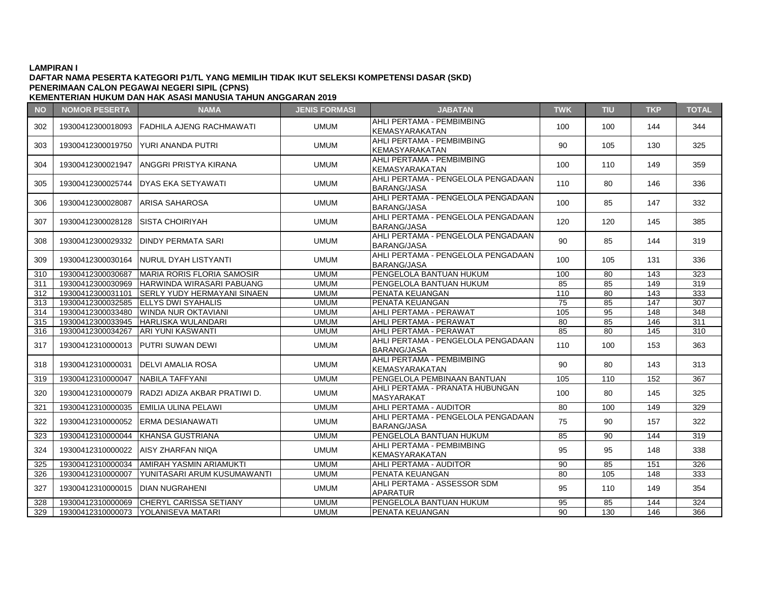**LAMPIRAN I**

**DAFTAR NAMA PESERTA KATEGORI P1/TL YANG MEMILIH TIDAK IKUT SELEKSI KOMPETENSI DASAR (SKD)**

**PENERIMAAN CALON PEGAWAI NEGERI SIPIL (CPNS)**

**KEMENTERIAN HUKUM DAN HAK ASASI MANUSIA TAHUN ANGGARAN 2019**

| NO | NOMOR PESERTA | NAMA | JENIS FORMASI | JABATAN | TWK | TIU | TKP | TOTAL |
|---|---|---|---|---|---|---|---|---|
| 302 | 19300412300018093 | FADHILA AJENG RACHMAWATI | UMUM | AHLI PERTAMA - PEMBIMBING KEMASYARAKATAN | 100 | 100 | 144 | 344 |
| 303 | 19300412300019750 | YURI ANANDA PUTRI | UMUM | AHLI PERTAMA - PEMBIMBING KEMASYARAKATAN | 90 | 105 | 130 | 325 |
| 304 | 19300412300021947 | ANGGRI PRISTYA KIRANA | UMUM | AHLI PERTAMA - PEMBIMBING KEMASYARAKATAN | 100 | 110 | 149 | 359 |
| 305 | 19300412300025744 | DYAS EKA SETYAWATI | UMUM | AHLI PERTAMA - PENGELOLA PENGADAAN BARANG/JASA | 110 | 80 | 146 | 336 |
| 306 | 19300412300028087 | ARISA SAHAROSA | UMUM | AHLI PERTAMA - PENGELOLA PENGADAAN BARANG/JASA | 100 | 85 | 147 | 332 |
| 307 | 19300412300028128 | SISTA CHOIRIYAH | UMUM | AHLI PERTAMA - PENGELOLA PENGADAAN BARANG/JASA | 120 | 120 | 145 | 385 |
| 308 | 19300412300029332 | DINDY PERMATA SARI | UMUM | AHLI PERTAMA - PENGELOLA PENGADAAN BARANG/JASA | 90 | 85 | 144 | 319 |
| 309 | 19300412300030164 | NURUL DYAH LISTYANTI | UMUM | AHLI PERTAMA - PENGELOLA PENGADAAN BARANG/JASA | 100 | 105 | 131 | 336 |
| 310 | 19300412300030687 | MARIA RORIS FLORIA SAMOSIR | UMUM | PENGELOLA BANTUAN HUKUM | 100 | 80 | 143 | 323 |
| 311 | 19300412300030969 | HARWINDA WIRASARI PABUANG | UMUM | PENGELOLA BANTUAN HUKUM | 85 | 85 | 149 | 319 |
| 312 | 19300412300031101 | SERLY YUDY HERMAYANI SINAEN | UMUM | PENATA KEUANGAN | 110 | 80 | 143 | 333 |
| 313 | 19300412300032585 | ELLYS DWI SYAHALIS | UMUM | PENATA KEUANGAN | 75 | 85 | 147 | 307 |
| 314 | 19300412300033480 | WINDA NUR OKTAVIANI | UMUM | AHLI PERTAMA - PERAWAT | 105 | 95 | 148 | 348 |
| 315 | 19300412300033945 | HARLISKA WULANDARI | UMUM | AHLI PERTAMA - PERAWAT | 80 | 85 | 146 | 311 |
| 316 | 19300412300034267 | ARI YUNI KASWANTI | UMUM | AHLI PERTAMA - PERAWAT | 85 | 80 | 145 | 310 |
| 317 | 19300412310000013 | PUTRI SUWAN DEWI | UMUM | AHLI PERTAMA - PENGELOLA PENGADAAN BARANG/JASA | 110 | 100 | 153 | 363 |
| 318 | 19300412310000031 | DELVI AMALIA ROSA | UMUM | AHLI PERTAMA - PEMBIMBING KEMASYARAKATAN | 90 | 80 | 143 | 313 |
| 319 | 19300412310000047 | NABILA TAFFYANI | UMUM | PENGELOLA PEMBINAAN BANTUAN | 105 | 110 | 152 | 367 |
| 320 | 19300412310000079 | RADZI ADIZA AKBAR PRATIWI D. | UMUM | AHLI PERTAMA - PRANATA HUBUNGAN MASYARAKAT | 100 | 80 | 145 | 325 |
| 321 | 19300412310000035 | EMILIA ULINA PELAWI | UMUM | AHLI PERTAMA - AUDITOR | 80 | 100 | 149 | 329 |
| 322 | 19300412310000052 | ERMA DESIANAWATI | UMUM | AHLI PERTAMA - PENGELOLA PENGADAAN BARANG/JASA | 75 | 90 | 157 | 322 |
| 323 | 19300412310000044 | KHANSA GUSTRIANA | UMUM | PENGELOLA BANTUAN HUKUM | 85 | 90 | 144 | 319 |
| 324 | 19300412310000022 | AISY ZHARFAN NIQA | UMUM | AHLI PERTAMA - PEMBIMBING KEMASYARAKATAN | 95 | 95 | 148 | 338 |
| 325 | 19300412310000034 | AMIRAH YASMIN ARIAMUKTI | UMUM | AHLI PERTAMA - AUDITOR | 90 | 85 | 151 | 326 |
| 326 | 19300412310000007 | YUNITASARI ARUM KUSUMAWANTI | UMUM | PENATA KEUANGAN | 80 | 105 | 148 | 333 |
| 327 | 19300412310000015 | DIAN NUGRAHENI | UMUM | AHLI PERTAMA - ASSESSOR SDM APARATUR | 95 | 110 | 149 | 354 |
| 328 | 19300412310000069 | CHERYL CARISSA SETIANY | UMUM | PENGELOLA BANTUAN HUKUM | 95 | 85 | 144 | 324 |
| 329 | 19300412310000073 | YOLANISEVA MATARI | UMUM | PENATA KEUANGAN | 90 | 130 | 146 | 366 |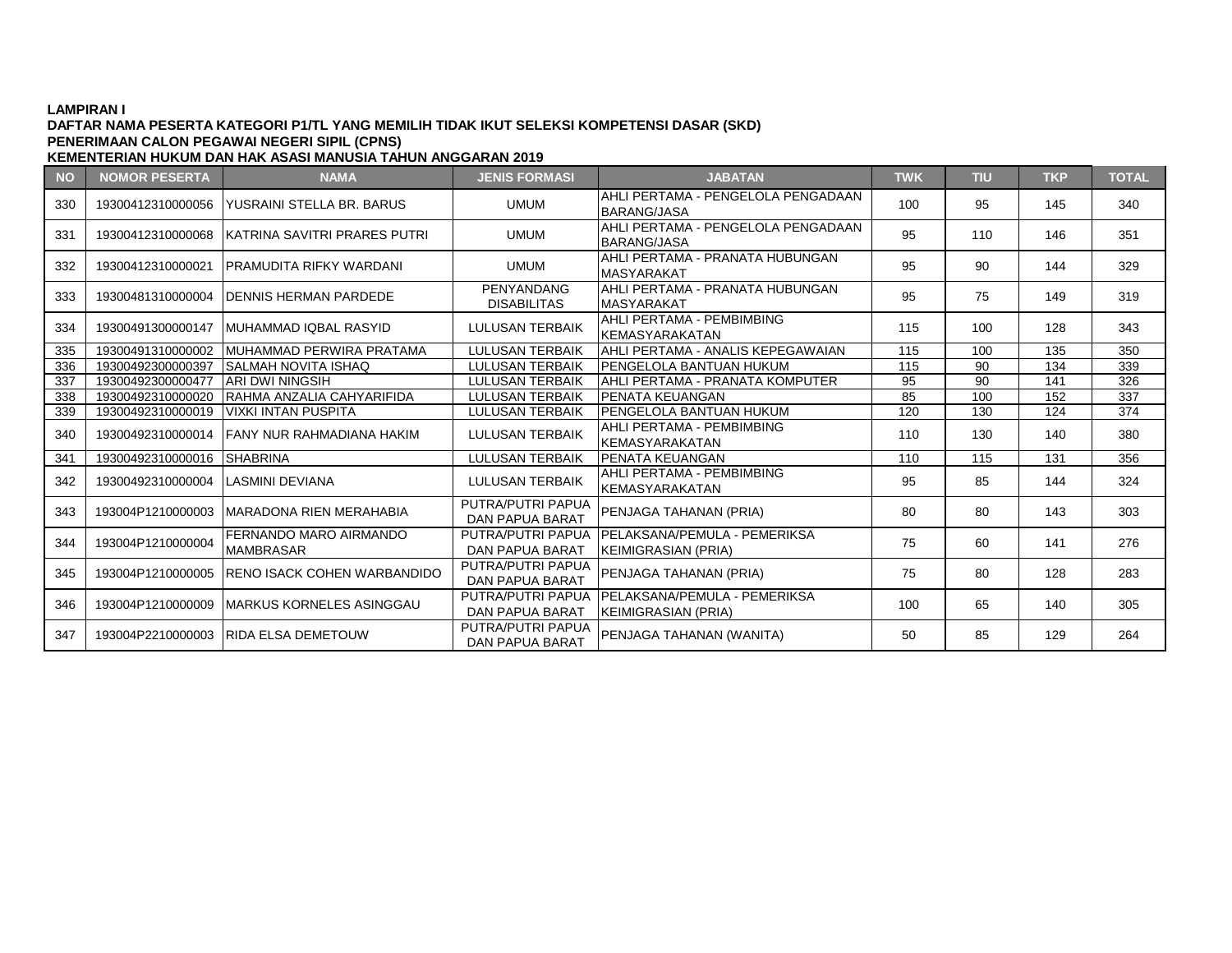**LAMPIRAN I**
**DAFTAR NAMA PESERTA KATEGORI P1/TL YANG MEMILIH TIDAK IKUT SELEKSI KOMPETENSI DASAR (SKD)**
**PENERIMAAN CALON PEGAWAI NEGERI SIPIL (CPNS)**
**KEMENTERIAN HUKUM DAN HAK ASASI MANUSIA TAHUN ANGGARAN 2019**

| NO | NOMOR PESERTA | NAMA | JENIS FORMASI | JABATAN | TWK | TIU | TKP | TOTAL |
|---|---|---|---|---|---|---|---|---|
| 330 | 19300412310000056 | YUSRAINI STELLA BR. BARUS | UMUM | AHLI PERTAMA - PENGELOLA PENGADAAN BARANG/JASA | 100 | 95 | 145 | 340 |
| 331 | 19300412310000068 | KATRINA SAVITRI PRARES PUTRI | UMUM | AHLI PERTAMA - PENGELOLA PENGADAAN BARANG/JASA | 95 | 110 | 146 | 351 |
| 332 | 19300412310000021 | PRAMUDITA RIFKY WARDANI | UMUM | AHLI PERTAMA - PRANATA HUBUNGAN MASYARAKAT | 95 | 90 | 144 | 329 |
| 333 | 19300481310000004 | DENNIS HERMAN PARDEDE | PENYANDANG DISABILITAS | AHLI PERTAMA - PRANATA HUBUNGAN MASYARAKAT | 95 | 75 | 149 | 319 |
| 334 | 19300491300000147 | MUHAMMAD IQBAL RASYID | LULUSAN TERBAIK | AHLI PERTAMA - PEMBIMBING KEMASYARAKATAN | 115 | 100 | 128 | 343 |
| 335 | 19300491310000002 | MUHAMMAD PERWIRA PRATAMA | LULUSAN TERBAIK | AHLI PERTAMA - ANALIS KEPEGAWAIAN | 115 | 100 | 135 | 350 |
| 336 | 19300492300000397 | SALMAH NOVITA ISHAQ | LULUSAN TERBAIK | PENGELOLA BANTUAN HUKUM | 115 | 90 | 134 | 339 |
| 337 | 19300492300000477 | ARI DWI NINGSIH | LULUSAN TERBAIK | AHLI PERTAMA - PRANATA KOMPUTER | 95 | 90 | 141 | 326 |
| 338 | 19300492310000020 | RAHMA ANZALIA CAHYARIFIDA | LULUSAN TERBAIK | PENATA KEUANGAN | 85 | 100 | 152 | 337 |
| 339 | 19300492310000019 | VIXKI INTAN PUSPITA | LULUSAN TERBAIK | PENGELOLA BANTUAN HUKUM | 120 | 130 | 124 | 374 |
| 340 | 19300492310000014 | FANY NUR RAHMADIANA HAKIM | LULUSAN TERBAIK | AHLI PERTAMA - PEMBIMBING KEMASYARAKATAN | 110 | 130 | 140 | 380 |
| 341 | 19300492310000016 | SHABRINA | LULUSAN TERBAIK | PENATA KEUANGAN | 110 | 115 | 131 | 356 |
| 342 | 19300492310000004 | LASMINI DEVIANA | LULUSAN TERBAIK | AHLI PERTAMA - PEMBIMBING KEMASYARAKATAN | 95 | 85 | 144 | 324 |
| 343 | 193004P1210000003 | MARADONA RIEN MERAHABIA | PUTRA/PUTRI PAPUA DAN PAPUA BARAT | PENJAGA TAHANAN (PRIA) | 80 | 80 | 143 | 303 |
| 344 | 193004P1210000004 | FERNANDO MARO AIRMANDO MAMBRASAR | PUTRA/PUTRI PAPUA DAN PAPUA BARAT | PELAKSANA/PEMULA - PEMERIKSA KEIMIGRASIAN (PRIA) | 75 | 60 | 141 | 276 |
| 345 | 193004P1210000005 | RENO ISACK COHEN WARBANDIDO | PUTRA/PUTRI PAPUA DAN PAPUA BARAT | PENJAGA TAHANAN (PRIA) | 75 | 80 | 128 | 283 |
| 346 | 193004P1210000009 | MARKUS KORNELES ASINGGAU | PUTRA/PUTRI PAPUA DAN PAPUA BARAT | PELAKSANA/PEMULA - PEMERIKSA KEIMIGRASIAN (PRIA) | 100 | 65 | 140 | 305 |
| 347 | 193004P2210000003 | RIDA ELSA DEMETOUW | PUTRA/PUTRI PAPUA DAN PAPUA BARAT | PENJAGA TAHANAN (WANITA) | 50 | 85 | 129 | 264 |